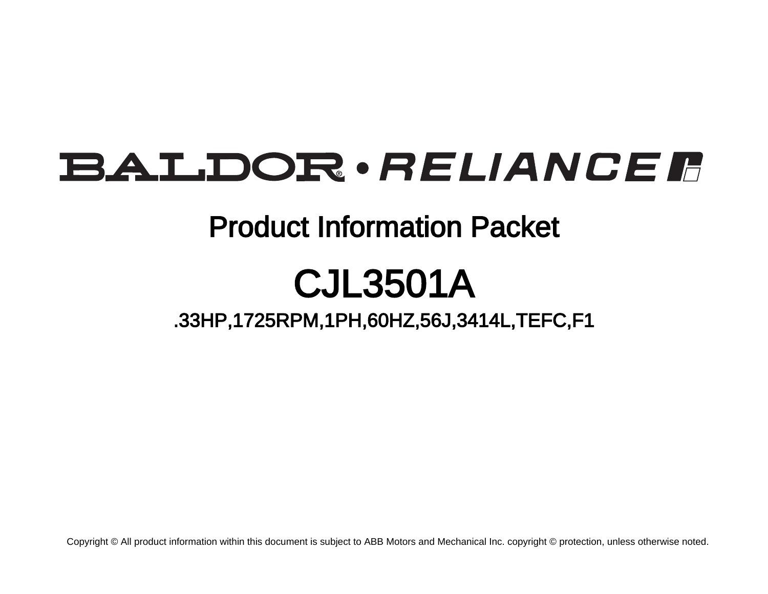# BALDOR • RELIANCE

## Product Information Packet

# CJL3501A

### .33HP,1725RPM,1PH,60HZ,56J,3414L,TEFC,F1

Copyright © All product information within this document is subject to ABB Motors and Mechanical Inc. copyright © protection, unless otherwise noted.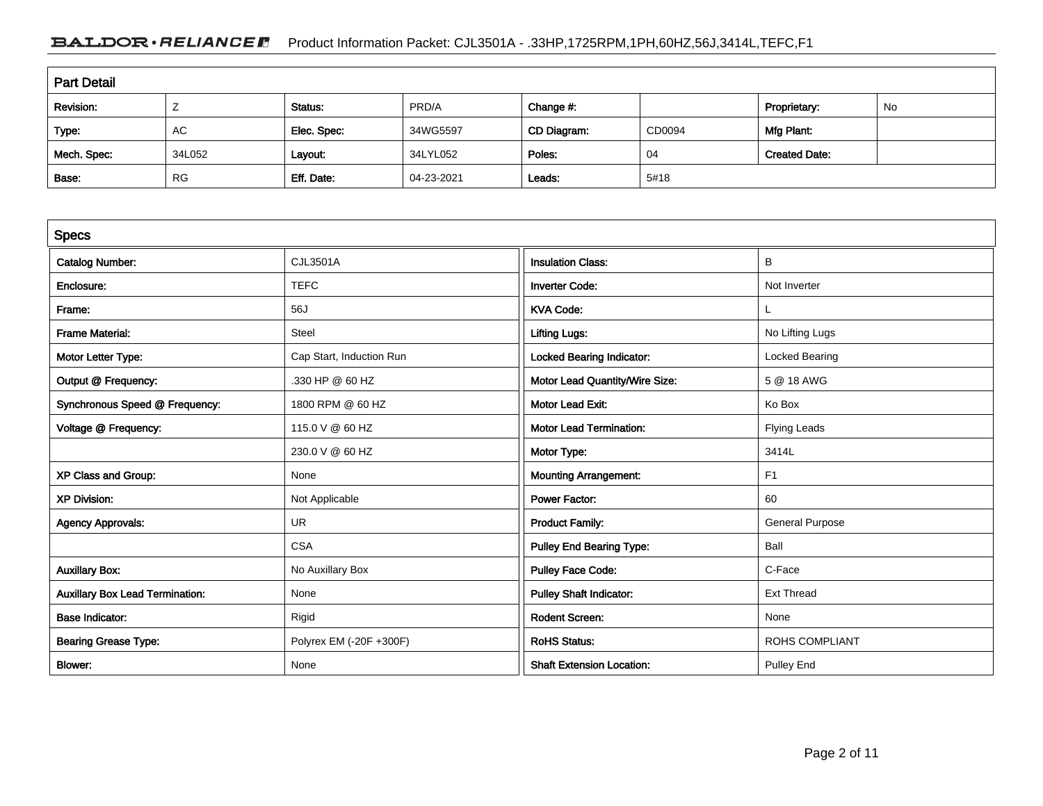## Part Detail

| Revision: | Z | Status: | PRD/A | Change #: | | Proprietary: | No |
|---|---|---|---|---|---|---|---|
| Type: | AC | Elec. Spec: | 34WG5597 | CD Diagram: | CD0094 | Mfg Plant: | |
| Mech. Spec: | 34L052 | Layout: | 34LYL052 | Poles: | 04 | Created Date: | |
| Base: | RG | Eff. Date: | 04-23-2021 | Leads: | 5#18 | | |

## Specs

| Catalog Number: | CJL3501A | Insulation Class: | B |
|---|---|---|---|
| Enclosure: | TEFC | Inverter Code: | Not Inverter |
| Frame: | 56J | KVA Code: | L |
| Frame Material: | Steel | Lifting Lugs: | No Lifting Lugs |
| Motor Letter Type: | Cap Start, Induction Run | Locked Bearing Indicator: | Locked Bearing |
| Output @ Frequency: | .330 HP @ 60 HZ | Motor Lead Quantity/Wire Size: | 5 @ 18 AWG |
| Synchronous Speed @ Frequency: | 1800 RPM @ 60 HZ | Motor Lead Exit: | Ko Box |
| Voltage @ Frequency: | 115.0 V @ 60 HZ | Motor Lead Termination: | Flying Leads |
| | 230.0 V @ 60 HZ | Motor Type: | 3414L |
| XP Class and Group: | None | Mounting Arrangement: | F1 |
| XP Division: | Not Applicable | Power Factor: | 60 |
| Agency Approvals: | UR | Product Family: | General Purpose |
| | CSA | Pulley End Bearing Type: | Ball |
| Auxillary Box: | No Auxillary Box | Pulley Face Code: | C-Face |
| Auxillary Box Lead Termination: | None | Pulley Shaft Indicator: | Ext Thread |
| Base Indicator: | Rigid | Rodent Screen: | None |
| Bearing Grease Type: | Polyrex EM (-20F +300F) | RoHS Status: | ROHS COMPLIANT |
| Blower: | None | Shaft Extension Location: | Pulley End |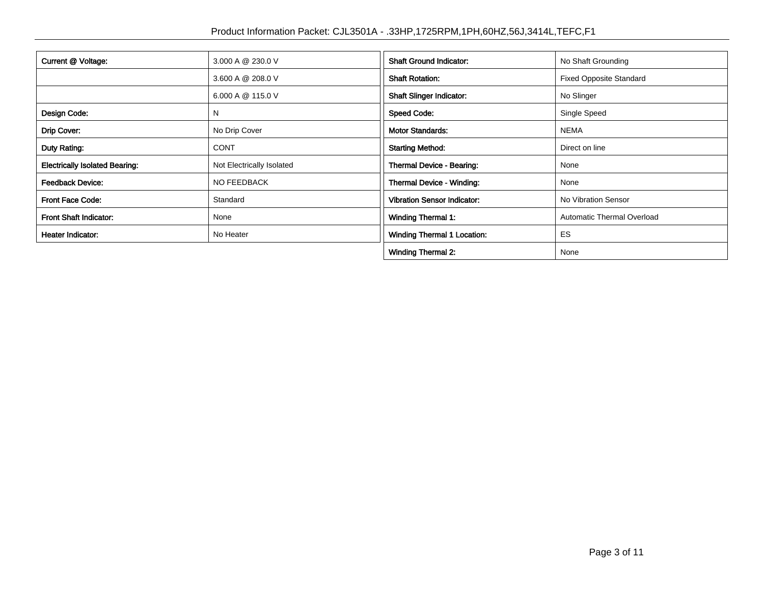| | |
|---|---|
| **Current @ Voltage:** | 3.000 A @ 230.0 V |
| | 3.600 A @ 208.0 V |
| | 6.000 A @ 115.0 V |
| **Design Code:** | N |
| **Drip Cover:** | No Drip Cover |
| **Duty Rating:** | CONT |
| **Electrically Isolated Bearing:** | Not Electrically Isolated |
| **Feedback Device:** | NO FEEDBACK |
| **Front Face Code:** | Standard |
| **Front Shaft Indicator:** | None |
| **Heater Indicator:** | No Heater |
| **Shaft Ground Indicator:** | No Shaft Grounding |
| **Shaft Rotation:** | Fixed Opposite Standard |
| **Shaft Slinger Indicator:** | No Slinger |
| **Speed Code:** | Single Speed |
| **Motor Standards:** | NEMA |
| **Starting Method:** | Direct on line |
| **Thermal Device - Bearing:** | None |
| **Thermal Device - Winding:** | None |
| **Vibration Sensor Indicator:** | No Vibration Sensor |
| **Winding Thermal 1:** | Automatic Thermal Overload |
| **Winding Thermal 1 Location:** | ES |
| **Winding Thermal 2:** | None |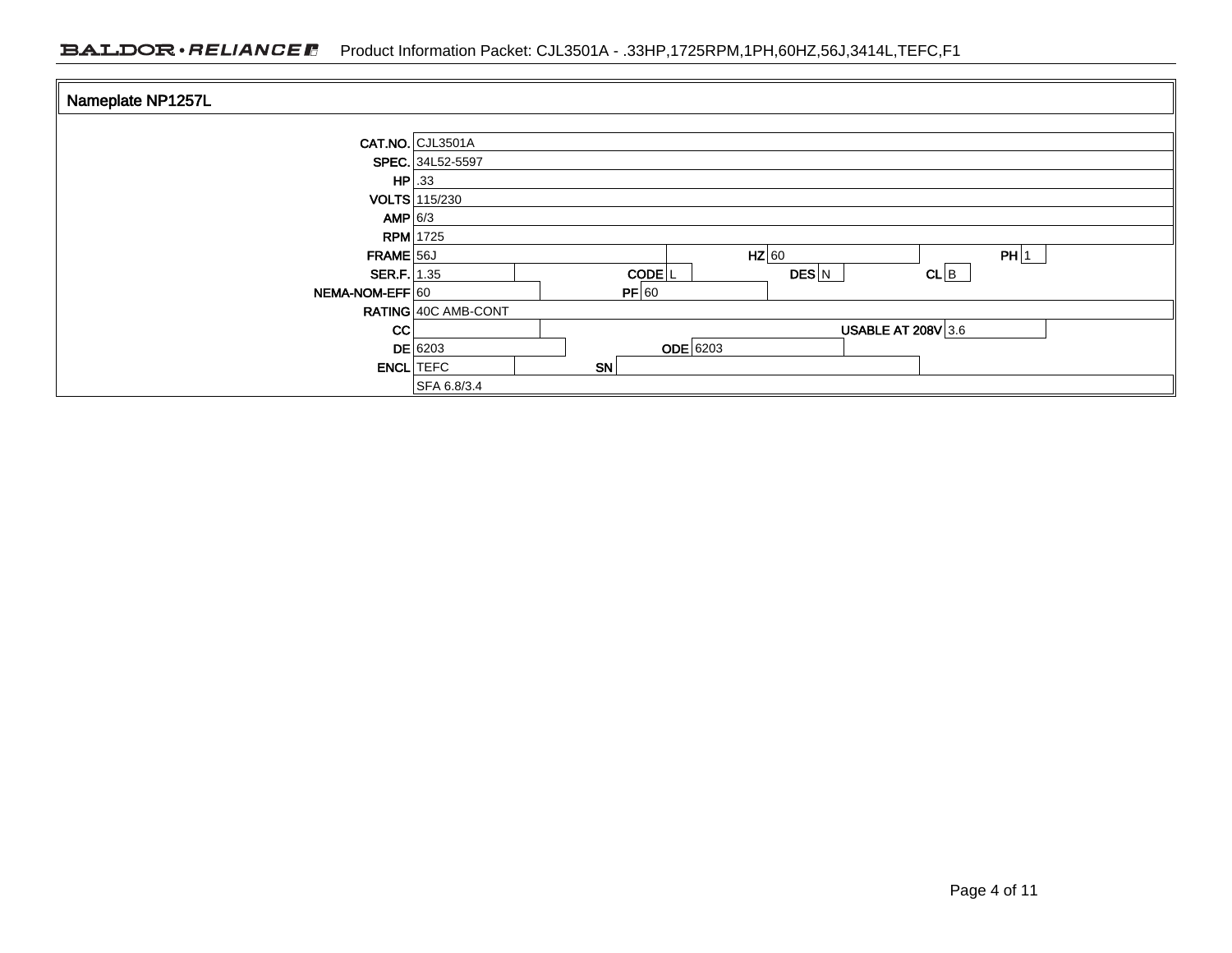## Nameplate NP1257L

| | | | | | | | |
|---|---|---|---|---|---|---|---|
| **CAT.NO.** | CJL3501A | | | | | | |
| **SPEC.** | 34L52-5597 | | | | | | |
| **HP** | .33 | | | | | | |
| **VOLTS** | 115/230 | | | | | | |
| **AMP** | 6/3 | | | | | | |
| **RPM** | 1725 | | | | | | |
| **FRAME** | 56J | **HZ** | 60 | **PH** | 1 | | |
| **SER.F.** | 1.35 | **CODE** | L | **DES** | N | **CL** | B |
| **NEMA-NOM-EFF** | 60 | **PF** | 60 | | | | |
| **RATING** | 40C AMB-CONT | | | | | | |
| **CC** | | **USABLE AT 208V** | 3.6 | | | | |
| **DE** | 6203 | **ODE** | 6203 | | | | |
| **ENCL** | TEFC | **SN** | | | | | |
| | SFA 6.8/3.4 | | | | | | |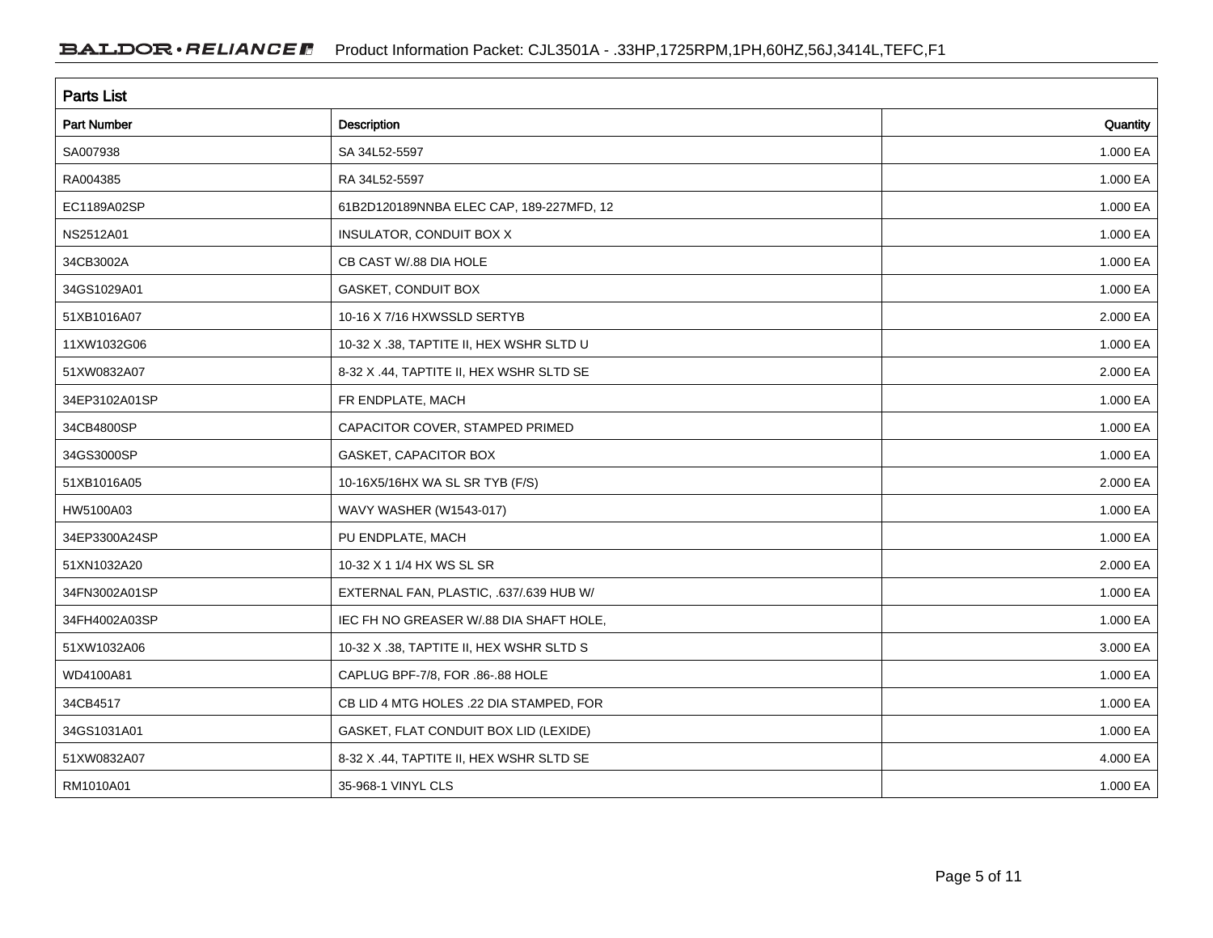## Parts List

| Part Number | Description | Quantity |
|---|---|---|
| SA007938 | SA 34L52-5597 | 1.000 EA |
| RA004385 | RA 34L52-5597 | 1.000 EA |
| EC1189A02SP | 61B2D120189NNBA ELEC CAP, 189-227MFD, 12 | 1.000 EA |
| NS2512A01 | INSULATOR, CONDUIT BOX X | 1.000 EA |
| 34CB3002A | CB CAST W/.88 DIA HOLE | 1.000 EA |
| 34GS1029A01 | GASKET, CONDUIT BOX | 1.000 EA |
| 51XB1016A07 | 10-16 X 7/16 HXWSSLD SERTYB | 2.000 EA |
| 11XW1032G06 | 10-32 X .38, TAPTITE II, HEX WSHR SLTD U | 1.000 EA |
| 51XW0832A07 | 8-32 X .44, TAPTITE II, HEX WSHR SLTD SE | 2.000 EA |
| 34EP3102A01SP | FR ENDPLATE, MACH | 1.000 EA |
| 34CB4800SP | CAPACITOR COVER, STAMPED PRIMED | 1.000 EA |
| 34GS3000SP | GASKET, CAPACITOR BOX | 1.000 EA |
| 51XB1016A05 | 10-16X5/16HX WA SL SR TYB (F/S) | 2.000 EA |
| HW5100A03 | WAVY WASHER (W1543-017) | 1.000 EA |
| 34EP3300A24SP | PU ENDPLATE, MACH | 1.000 EA |
| 51XN1032A20 | 10-32 X 1 1/4 HX WS SL SR | 2.000 EA |
| 34FN3002A01SP | EXTERNAL FAN, PLASTIC, .637/.639 HUB W/ | 1.000 EA |
| 34FH4002A03SP | IEC FH NO GREASER W/.88 DIA SHAFT HOLE, | 1.000 EA |
| 51XW1032A06 | 10-32 X .38, TAPTITE II, HEX WSHR SLTD S | 3.000 EA |
| WD4100A81 | CAPLUG BPF-7/8, FOR .86-.88 HOLE | 1.000 EA |
| 34CB4517 | CB LID 4 MTG HOLES .22 DIA STAMPED, FOR | 1.000 EA |
| 34GS1031A01 | GASKET, FLAT CONDUIT BOX LID (LEXIDE) | 1.000 EA |
| 51XW0832A07 | 8-32 X .44, TAPTITE II, HEX WSHR SLTD SE | 4.000 EA |
| RM1010A01 | 35-968-1 VINYL CLS | 1.000 EA |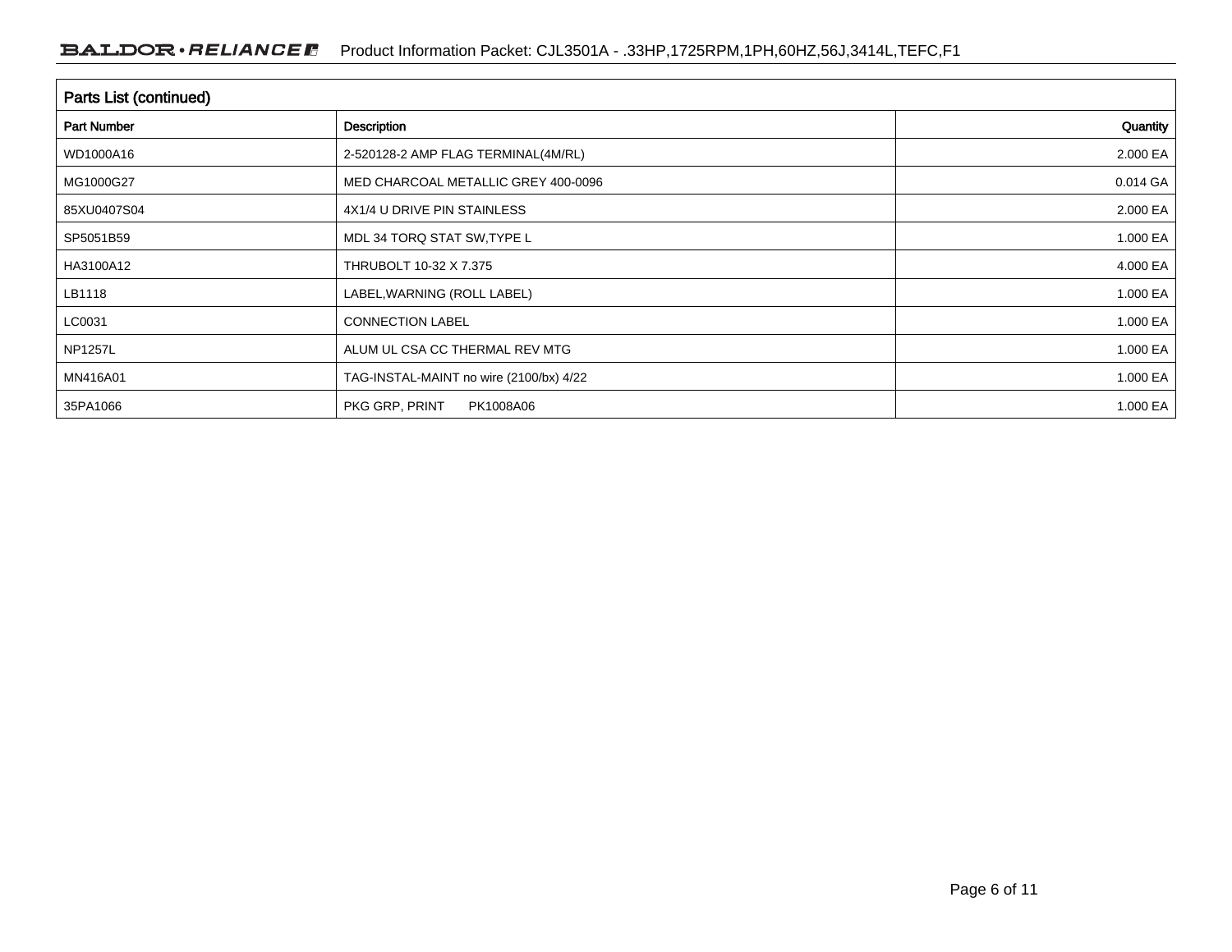## Parts List (continued)

| Part Number | Description | Quantity |
|---|---|---|
| WD1000A16 | 2-520128-2 AMP FLAG TERMINAL(4M/RL) | 2.000 EA |
| MG1000G27 | MED CHARCOAL METALLIC GREY 400-0096 | 0.014 GA |
| 85XU0407S04 | 4X1/4 U DRIVE PIN STAINLESS | 2.000 EA |
| SP5051B59 | MDL 34 TORQ STAT SW,TYPE L | 1.000 EA |
| HA3100A12 | THRUBOLT 10-32 X 7.375 | 4.000 EA |
| LB1118 | LABEL,WARNING (ROLL LABEL) | 1.000 EA |
| LC0031 | CONNECTION LABEL | 1.000 EA |
| NP1257L | ALUM UL CSA CC THERMAL REV MTG | 1.000 EA |
| MN416A01 | TAG-INSTAL-MAINT no wire (2100/bx) 4/22 | 1.000 EA |
| 35PA1066 | PKG GRP, PRINT PK1008A06 | 1.000 EA |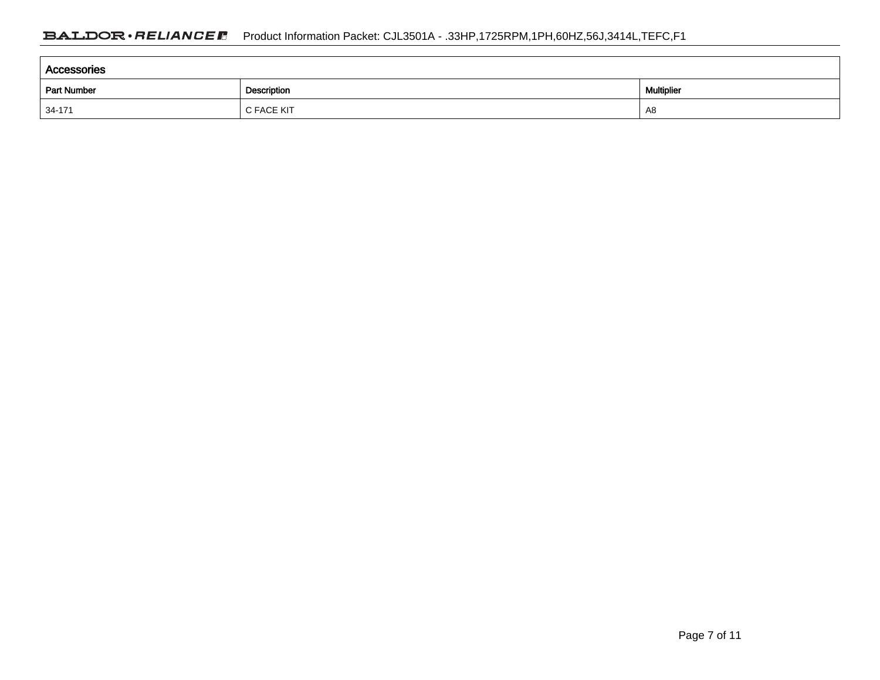## Accessories

| Part Number | Description | Multiplier |
| --- | --- | --- |
| 34-171 | C FACE KIT | A8 |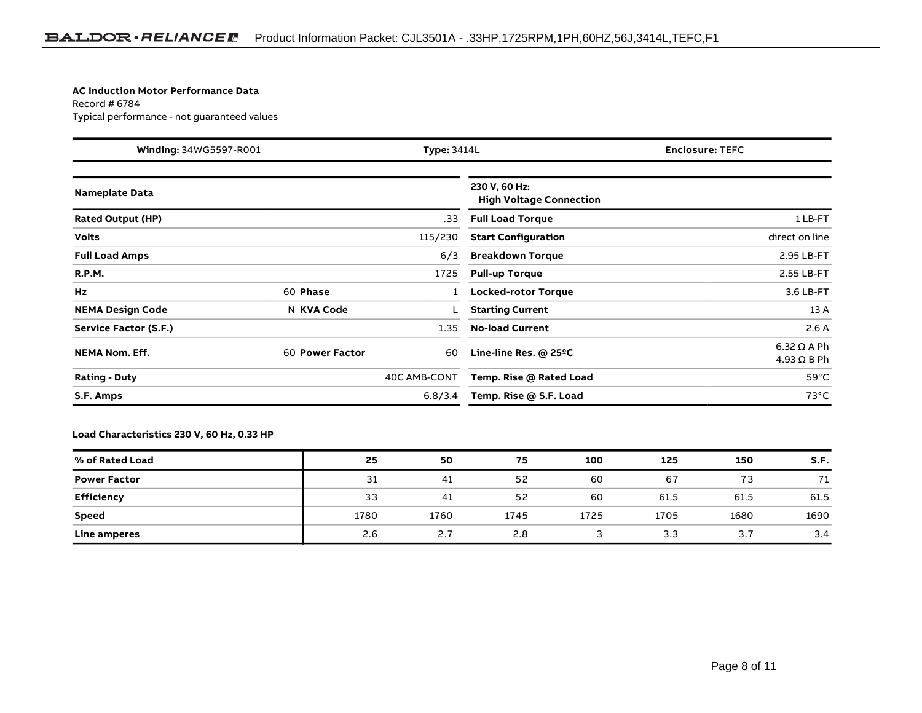**AC Induction Motor Performance Data**
Record # 6784
Typical performance - not guaranteed values

| Winding: 34WG5597-R001 | Type: 3414L | Enclosure: TEFC |
|---|---|---|

| Nameplate Data | | | |
|---|---|---|---|
| Rated Output (HP) | | | .33 |
| Volts | | | 115/230 |
| Full Load Amps | | | 6/3 |
| R.P.M. | | | 1725 |
| Hz | 60 | Phase | 1 |
| NEMA Design Code | N | KVA Code | L |
| Service Factor (S.F.) | | | 1.35 |
| NEMA Nom. Eff. | 60 | Power Factor | 60 |
| Rating - Duty | | | 40C AMB-CONT |
| S.F. Amps | | | 6.8/3.4 |

| 230 V, 60 Hz: High Voltage Connection | |
|---|---|
| Full Load Torque | 1 LB-FT |
| Start Configuration | direct on line |
| Breakdown Torque | 2.95 LB-FT |
| Pull-up Torque | 2.55 LB-FT |
| Locked-rotor Torque | 3.6 LB-FT |
| Starting Current | 13 A |
| No-load Current | 2.6 A |
| Line-line Res. @ 25ºC | 6.32 Ω A Ph<br>4.93 Ω B Ph |
| Temp. Rise @ Rated Load | 59°C |
| Temp. Rise @ S.F. Load | 73°C |

**Load Characteristics 230 V, 60 Hz, 0.33 HP**

| % of Rated Load | 25 | 50 | 75 | 100 | 125 | 150 | S.F. |
|---|---|---|---|---|---|---|---|
| Power Factor | 31 | 41 | 52 | 60 | 67 | 73 | 71 |
| Efficiency | 33 | 41 | 52 | 60 | 61.5 | 61.5 | 61.5 |
| Speed | 1780 | 1760 | 1745 | 1725 | 1705 | 1680 | 1690 |
| Line amperes | 2.6 | 2.7 | 2.8 | 3 | 3.3 | 3.7 | 3.4 |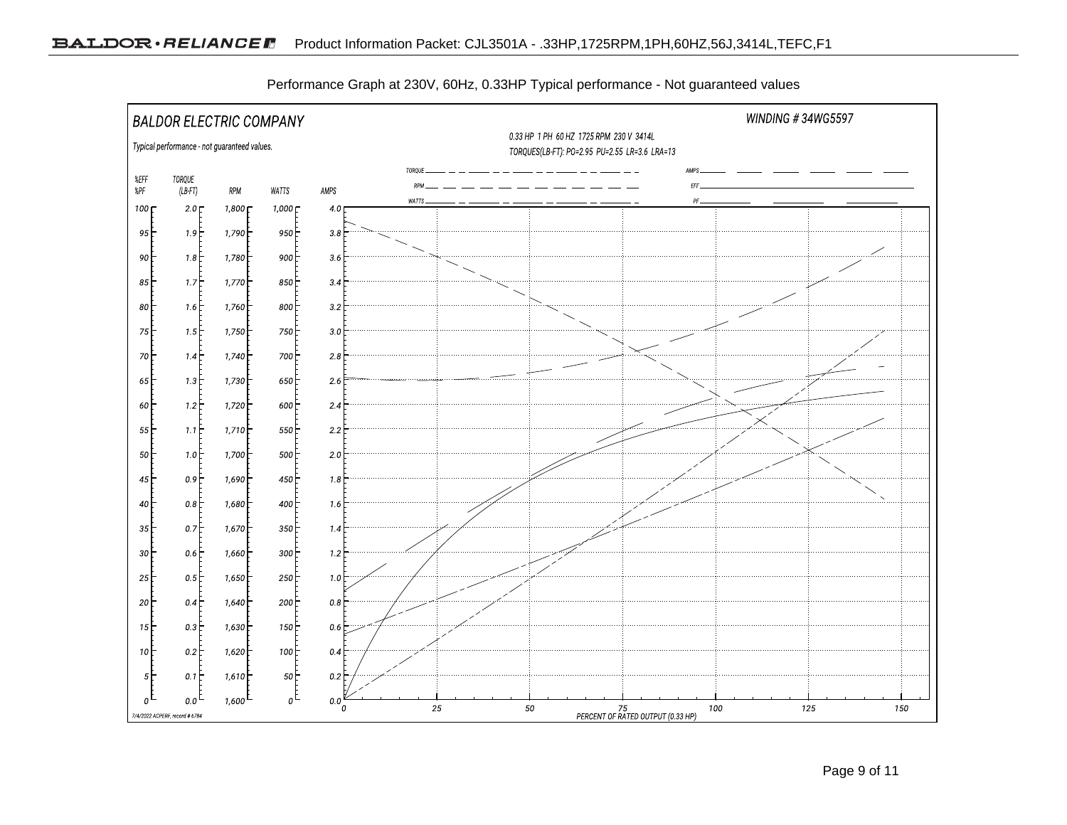Performance Graph at 230V, 60Hz, 0.33HP Typical performance - Not guaranteed values

BALDOR ELECTRIC COMPANY

WINDING # 34WG5597

0.33 HP 1 PH 60 HZ 1725 RPM 230 V 3414L

TORQUES(LB-FT): PO=2.95 PU=2.55 LR=3.6 LRA=13

Typical performance - not guaranteed values.

Legend: TORQUE, RPM, WATTS, AMPS, EFF, PF

| %EFF %PF | TORQUE (LB-FT) | RPM | WATTS | AMPS |
|---|---|---|---|---|
| 100 | 2.0 | 1,800 | 1,000 | 4.0 |
| 95 | 1.9 | 1,790 | 950 | 3.8 |
| 90 | 1.8 | 1,780 | 900 | 3.6 |
| 85 | 1.7 | 1,770 | 850 | 3.4 |
| 80 | 1.6 | 1,760 | 800 | 3.2 |
| 75 | 1.5 | 1,750 | 750 | 3.0 |
| 70 | 1.4 | 1,740 | 700 | 2.8 |
| 65 | 1.3 | 1,730 | 650 | 2.6 |
| 60 | 1.2 | 1,720 | 600 | 2.4 |
| 55 | 1.1 | 1,710 | 550 | 2.2 |
| 50 | 1.0 | 1,700 | 500 | 2.0 |
| 45 | 0.9 | 1,690 | 450 | 1.8 |
| 40 | 0.8 | 1,680 | 400 | 1.6 |
| 35 | 0.7 | 1,670 | 350 | 1.4 |
| 30 | 0.6 | 1,660 | 300 | 1.2 |
| 25 | 0.5 | 1,650 | 250 | 1.0 |
| 20 | 0.4 | 1,640 | 200 | 0.8 |
| 15 | 0.3 | 1,630 | 150 | 0.6 |
| 10 | 0.2 | 1,620 | 100 | 0.4 |
| 5 | 0.1 | 1,610 | 50 | 0.2 |
| 0 | 0.0 | 1,600 | 0 | 0.0 |

PERCENT OF RATED OUTPUT (0.33 HP): 0, 25, 50, 75, 100, 125, 150

7/4/2022 ACPERF, record # 6784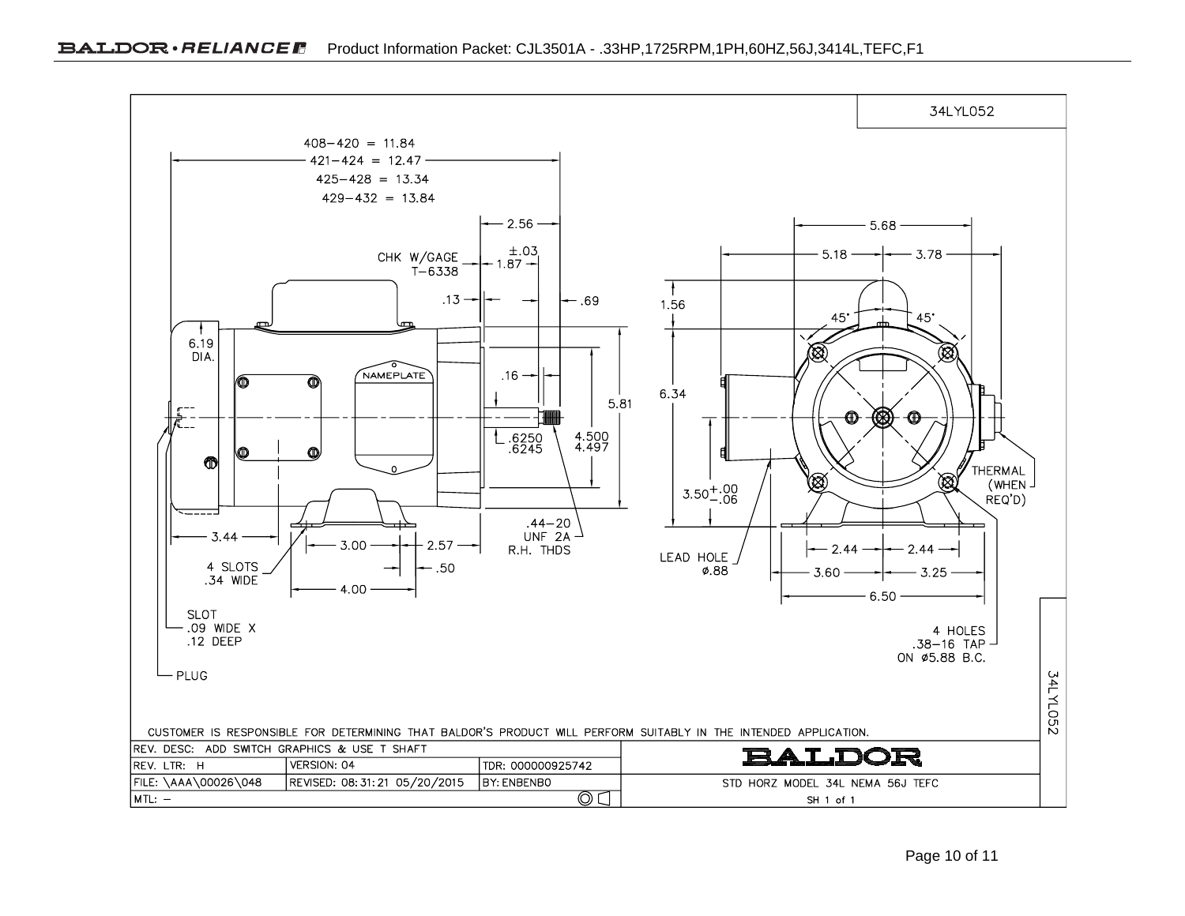34LYL052

408–420 = 11.84
421–424 = 12.47
425–428 = 13.34
429–432 = 13.84

2.56
±.03
CHK W/GAGE T–6338
1.87
.13
.69
6.19 DIA.
NAMEPLATE
.16
5.81
.6250
.6245
4.500
4.497
3.44
3.00
2.57
.44–20 UNF 2A R.H. THDS
4 SLOTS .34 WIDE
.50
4.00
SLOT .09 WIDE X .12 DEEP
PLUG

5.68
5.18
3.78
1.56
45°
45°
6.34
$3.50^{+.00}_{-.06}$
THERMAL (WHEN REQ'D)
LEAD HOLE ⌀.88
2.44
2.44
3.60
3.25
6.50
4 HOLES .38–16 TAP ON ⌀5.88 B.C.

34LYL052

CUSTOMER IS RESPONSIBLE FOR DETERMINING THAT BALDOR'S PRODUCT WILL PERFORM SUITABLY IN THE INTENDED APPLICATION.

| REV. DESC: ADD SWITCH GRAPHICS & USE T SHAFT | | | BALDOR |
|---|---|---|---|
| REV. LTR: H | VERSION: 04 | TDR: 000000925742 | |
| FILE: \AAA\00026\048 | REVISED: 08:31:21 05/20/2015 | BY: ENBENBO | STD HORZ MODEL 34L NEMA 56J TEFC |
| MTL: – | | | SH 1 of 1 |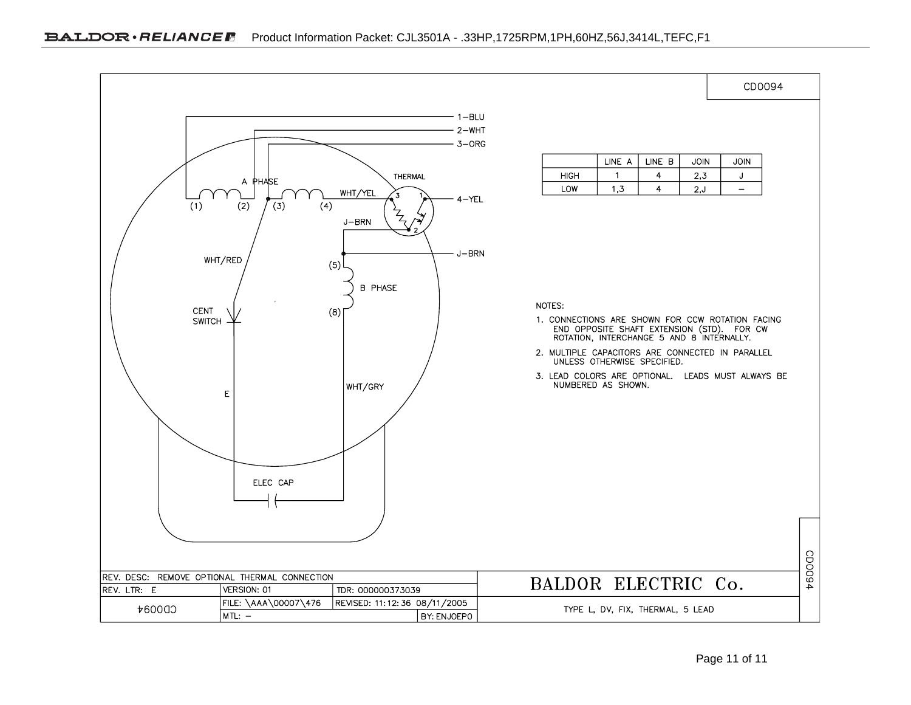CD0094

1-BLU
2-WHT
3-ORG
A PHASE
(1) (2) (3) (4)
WHT/YEL
THERMAL
3 1 2
4-YEL
J-BRN
J-BRN
WHT/RED
(5)
B PHASE
(8)
CENT SWITCH
E
WHT/GRY
ELEC CAP

| | LINE A | LINE B | JOIN | JOIN |
|---|---|---|---|---|
| HIGH | 1 | 4 | 2,3 | J |
| LOW | 1,3 | 4 | 2,J | – |

NOTES:

1. CONNECTIONS ARE SHOWN FOR CCW ROTATION FACING END OPPOSITE SHAFT EXTENSION (STD). FOR CW ROTATION, INTERCHANGE 5 AND 8 INTERNALLY.
2. MULTIPLE CAPACITORS ARE CONNECTED IN PARALLEL UNLESS OTHERWISE SPECIFIED.
3. LEAD COLORS ARE OPTIONAL. LEADS MUST ALWAYS BE NUMBERED AS SHOWN.

| | | | |
|---|---|---|---|
| REV. DESC: REMOVE OPTIONAL THERMAL CONNECTION | | | BALDOR ELECTRIC Co. |
| REV. LTR: E | VERSION: 01 | TDR: 000000373039 | |
| CD0094 | FILE: \AAA\00007\476 | REVISED: 11:12:36 08/11/2005 | TYPE L, DV, FIX, THERMAL, 5 LEAD |
| | MTL: – | BY: ENJOEP0 | |

CD0094